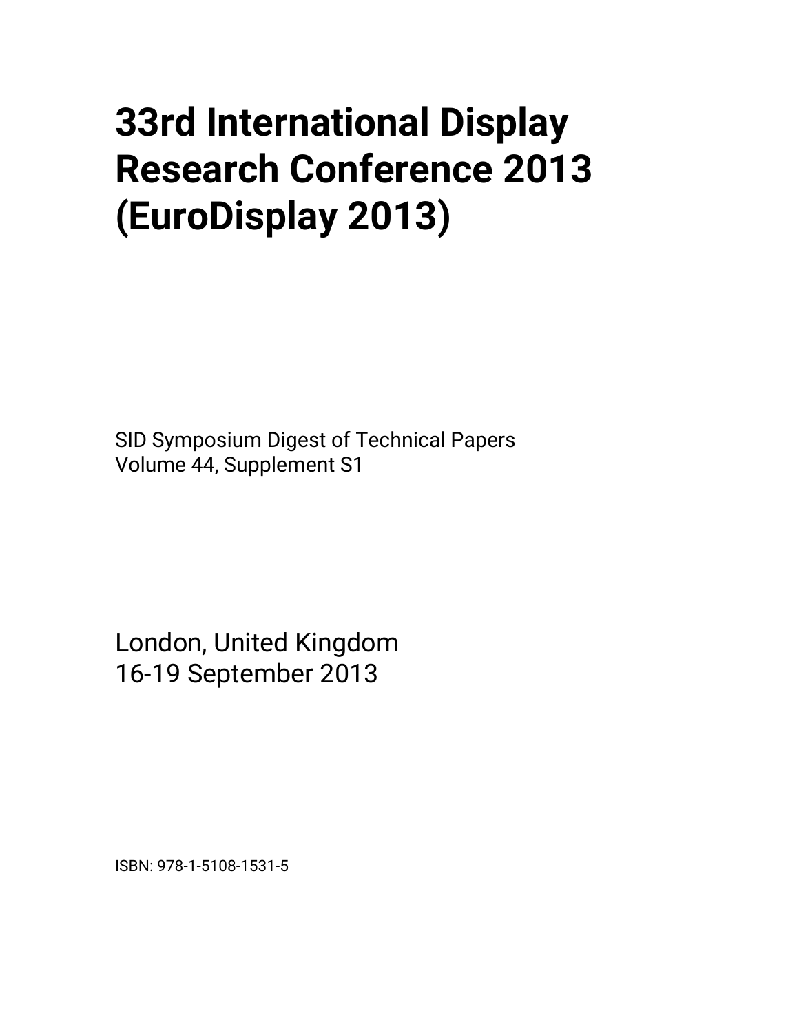# 33rd International Display Research Conference 2013 (EuroDisplay 2013)

SID Symposium Digest of Technical Papers
Volume 44, Supplement S1

London, United Kingdom
16-19 September 2013

ISBN: 978-1-5108-1531-5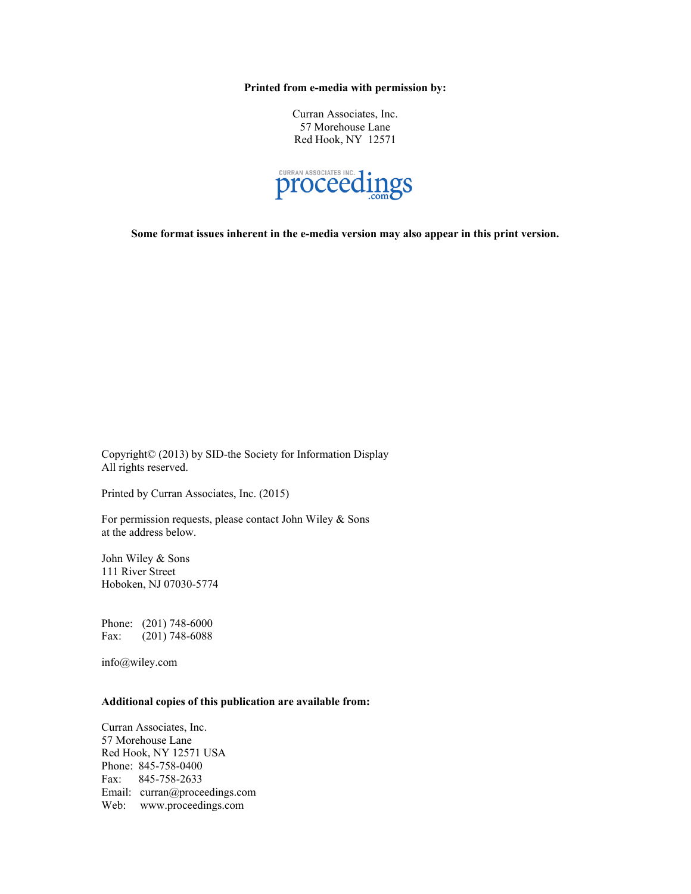**Printed from e-media with permission by:**

Curran Associates, Inc.
57 Morehouse Lane
Red Hook, NY 12571

CURRAN ASSOCIATES INC. proceedings .com

**Some format issues inherent in the e-media version may also appear in this print version.**

Copyright© (2013) by SID-the Society for Information Display
All rights reserved.

Printed by Curran Associates, Inc. (2015)

For permission requests, please contact John Wiley & Sons
at the address below.

John Wiley & Sons
111 River Street
Hoboken, NJ 07030-5774

Phone: (201) 748-6000
Fax: (201) 748-6088

info@wiley.com

**Additional copies of this publication are available from:**

Curran Associates, Inc.
57 Morehouse Lane
Red Hook, NY 12571 USA
Phone: 845-758-0400
Fax: 845-758-2633
Email: curran@proceedings.com
Web: www.proceedings.com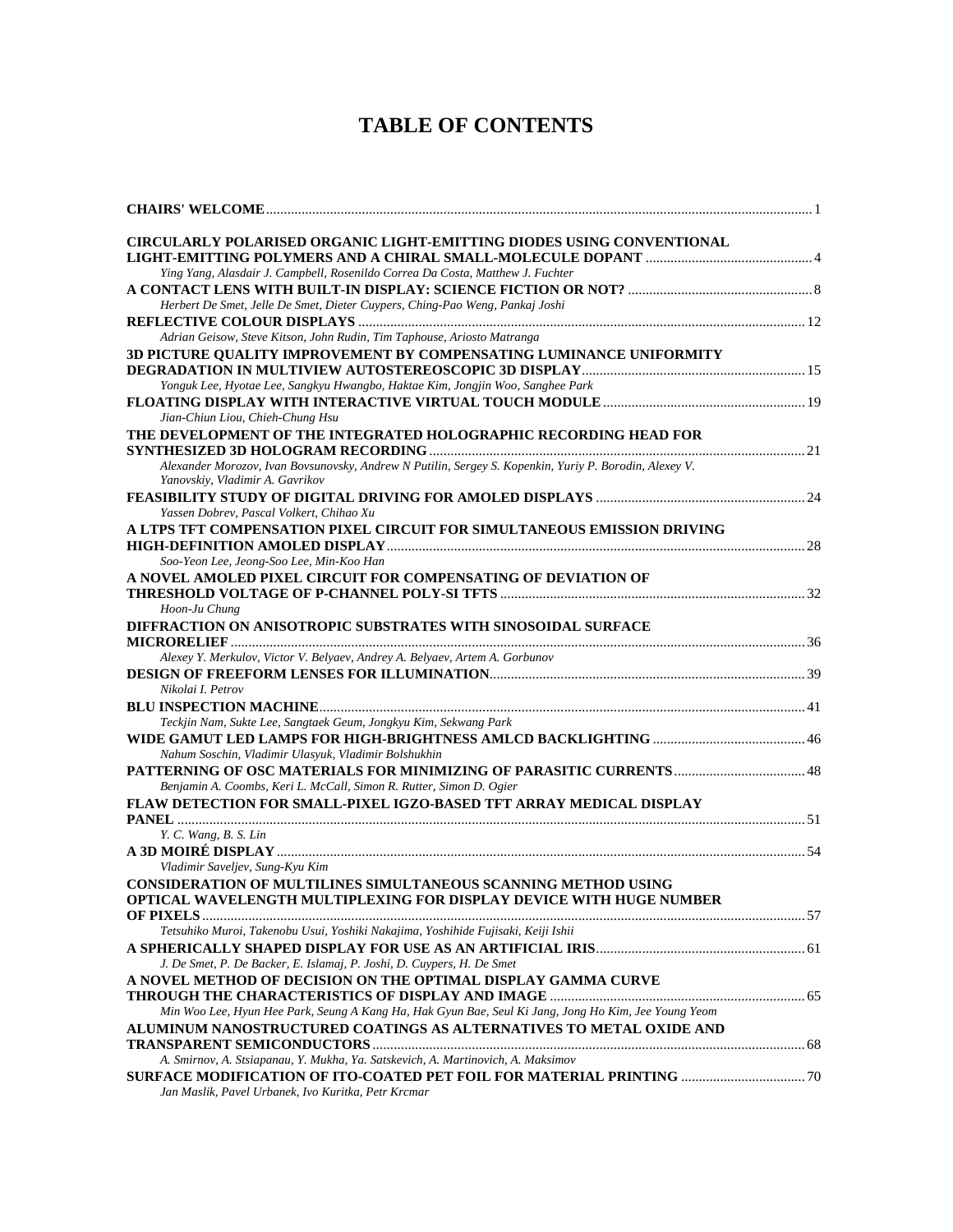# TABLE OF CONTENTS

**CHAIRS' WELCOME** ........ 1

**CIRCULARLY POLARISED ORGANIC LIGHT-EMITTING DIODES USING CONVENTIONAL LIGHT-EMITTING POLYMERS AND A CHIRAL SMALL-MOLECULE DOPANT** ........ 4
*Ying Yang, Alasdair J. Campbell, Rosenildo Correa Da Costa, Matthew J. Fuchter*

**A CONTACT LENS WITH BUILT-IN DISPLAY: SCIENCE FICTION OR NOT?** ........ 8
*Herbert De Smet, Jelle De Smet, Dieter Cuypers, Ching-Pao Weng, Pankaj Joshi*

**REFLECTIVE COLOUR DISPLAYS** ........ 12
*Adrian Geisow, Steve Kitson, John Rudin, Tim Taphouse, Ariosto Matranga*

**3D PICTURE QUALITY IMPROVEMENT BY COMPENSATING LUMINANCE UNIFORMITY DEGRADATION IN MULTIVIEW AUTOSTEREOSCOPIC 3D DISPLAY** ........ 15
*Yonguk Lee, Hyotae Lee, Sangkyu Hwangbo, Haktae Kim, Jongjin Woo, Sanghee Park*

**FLOATING DISPLAY WITH INTERACTIVE VIRTUAL TOUCH MODULE** ........ 19
*Jian-Chiun Liou, Chieh-Chung Hsu*

**THE DEVELOPMENT OF THE INTEGRATED HOLOGRAPHIC RECORDING HEAD FOR SYNTHESIZED 3D HOLOGRAM RECORDING** ........ 21
*Alexander Morozov, Ivan Bovsunovsky, Andrew N Putilin, Sergey S. Kopenkin, Yuriy P. Borodin, Alexey V. Yanovskiy, Vladimir A. Gavrikov*

**FEASIBILITY STUDY OF DIGITAL DRIVING FOR AMOLED DISPLAYS** ........ 24
*Yassen Dobrev, Pascal Volkert, Chihao Xu*

**A LTPS TFT COMPENSATION PIXEL CIRCUIT FOR SIMULTANEOUS EMISSION DRIVING HIGH-DEFINITION AMOLED DISPLAY** ........ 28
*Soo-Yeon Lee, Jeong-Soo Lee, Min-Koo Han*

**A NOVEL AMOLED PIXEL CIRCUIT FOR COMPENSATING OF DEVIATION OF THRESHOLD VOLTAGE OF P-CHANNEL POLY-SI TFTS** ........ 32
*Hoon-Ju Chung*

**DIFFRACTION ON ANISOTROPIC SUBSTRATES WITH SINOSOIDAL SURFACE MICRORELIEF** ........ 36
*Alexey Y. Merkulov, Victor V. Belyaev, Andrey A. Belyaev, Artem A. Gorbunov*

**DESIGN OF FREEFORM LENSES FOR ILLUMINATION** ........ 39
*Nikolai I. Petrov*

**BLU INSPECTION MACHINE** ........ 41
*Teckjin Nam, Sukte Lee, Sangtaek Geum, Jongkyu Kim, Sekwang Park*

**WIDE GAMUT LED LAMPS FOR HIGH-BRIGHTNESS AMLCD BACKLIGHTING** ........ 46
*Nahum Soschin, Vladimir Ulasyuk, Vladimir Bolshukhin*

**PATTERNING OF OSC MATERIALS FOR MINIMIZING OF PARASITIC CURRENTS** ........ 48
*Benjamin A. Coombs, Keri L. McCall, Simon R. Rutter, Simon D. Ogier*

**FLAW DETECTION FOR SMALL-PIXEL IGZO-BASED TFT ARRAY MEDICAL DISPLAY PANEL** ........ 51
*Y. C. Wang, B. S. Lin*

**A 3D MOIRÉ DISPLAY** ........ 54
*Vladimir Saveljev, Sung-Kyu Kim*

**CONSIDERATION OF MULTILINES SIMULTANEOUS SCANNING METHOD USING OPTICAL WAVELENGTH MULTIPLEXING FOR DISPLAY DEVICE WITH HUGE NUMBER OF PIXELS** ........ 57
*Tetsuhiko Muroi, Takenobu Usui, Yoshiki Nakajima, Yoshihide Fujisaki, Keiji Ishii*

**A SPHERICALLY SHAPED DISPLAY FOR USE AS AN ARTIFICIAL IRIS** ........ 61
*J. De Smet, P. De Backer, E. Islamaj, P. Joshi, D. Cuypers, H. De Smet*

**A NOVEL METHOD OF DECISION ON THE OPTIMAL DISPLAY GAMMA CURVE THROUGH THE CHARACTERISTICS OF DISPLAY AND IMAGE** ........ 65
*Min Woo Lee, Hyun Hee Park, Seung A Kang Ha, Hak Gyun Bae, Seul Ki Jang, Jong Ho Kim, Jee Young Yeom*

**ALUMINUM NANOSTRUCTURED COATINGS AS ALTERNATIVES TO METAL OXIDE AND TRANSPARENT SEMICONDUCTORS** ........ 68
*A. Smirnov, A. Stsiapanau, Y. Mukha, Ya. Satskevich, A. Martinovich, A. Maksimov*

**SURFACE MODIFICATION OF ITO-COATED PET FOIL FOR MATERIAL PRINTING** ........ 70
*Jan Maslik, Pavel Urbanek, Ivo Kuritka, Petr Krcmar*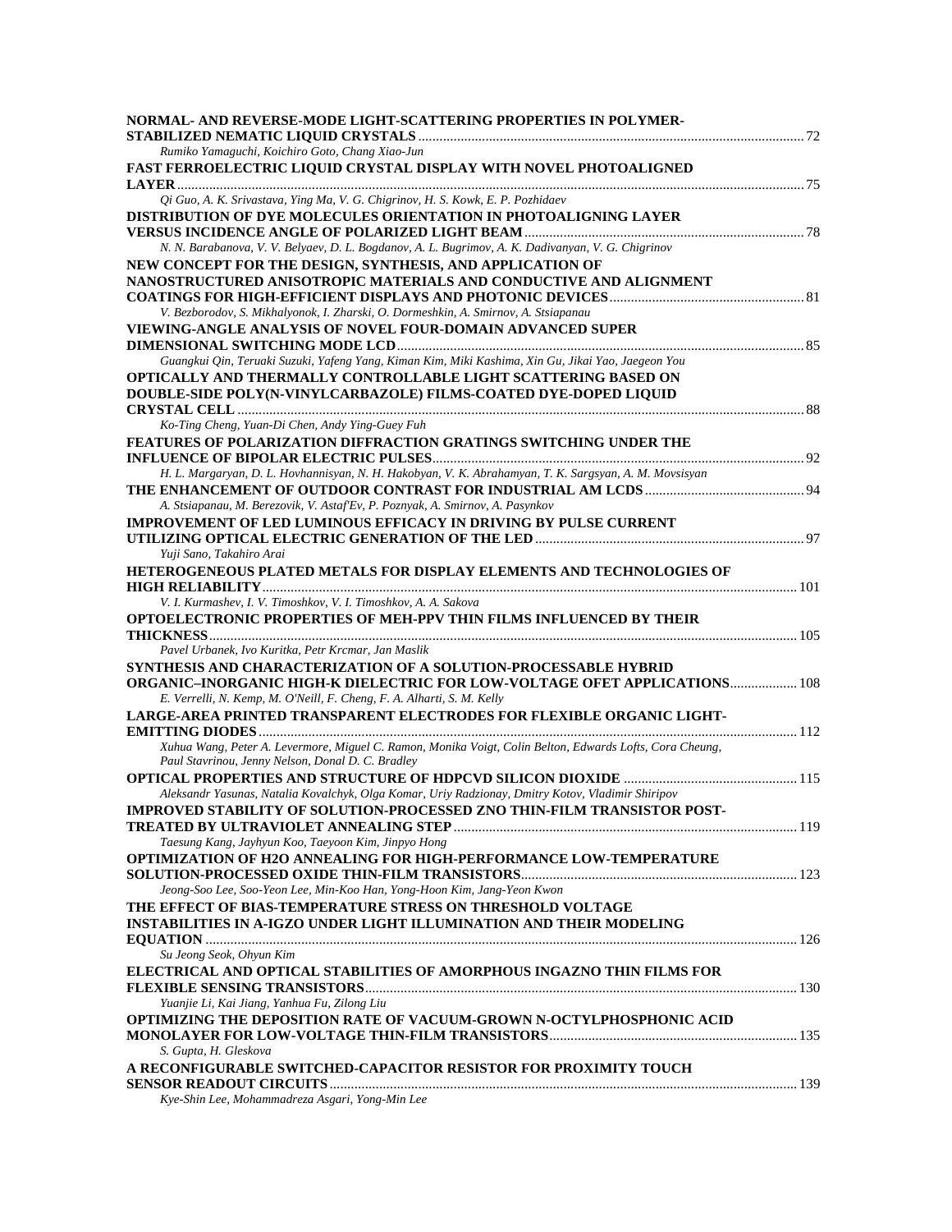**NORMAL- AND REVERSE-MODE LIGHT-SCATTERING PROPERTIES IN POLYMER-STABILIZED NEMATIC LIQUID CRYSTALS** ........ 72
*Rumiko Yamaguchi, Koichiro Goto, Chang Xiao-Jun*

**FAST FERROELECTRIC LIQUID CRYSTAL DISPLAY WITH NOVEL PHOTOALIGNED LAYER** ........ 75
*Qi Guo, A. K. Srivastava, Ying Ma, V. G. Chigrinov, H. S. Kowk, E. P. Pozhidaev*

**DISTRIBUTION OF DYE MOLECULES ORIENTATION IN PHOTOALIGNING LAYER VERSUS INCIDENCE ANGLE OF POLARIZED LIGHT BEAM** ........ 78
*N. N. Barabanova, V. V. Belyaev, D. L. Bogdanov, A. L. Bugrimov, A. K. Dadivanyan, V. G. Chigrinov*

**NEW CONCEPT FOR THE DESIGN, SYNTHESIS, AND APPLICATION OF NANOSTRUCTURED ANISOTROPIC MATERIALS AND CONDUCTIVE AND ALIGNMENT COATINGS FOR HIGH-EFFICIENT DISPLAYS AND PHOTONIC DEVICES** ........ 81
*V. Bezborodov, S. Mikhalyonok, I. Zharski, O. Dormeshkin, A. Smirnov, A. Stsiapanau*

**VIEWING-ANGLE ANALYSIS OF NOVEL FOUR-DOMAIN ADVANCED SUPER DIMENSIONAL SWITCHING MODE LCD** ........ 85
*Guangkui Qin, Teruaki Suzuki, Yafeng Yang, Kiman Kim, Miki Kashima, Xin Gu, Jikai Yao, Jaegeon You*

**OPTICALLY AND THERMALLY CONTROLLABLE LIGHT SCATTERING BASED ON DOUBLE-SIDE POLY(N-VINYLCARBAZOLE) FILMS-COATED DYE-DOPED LIQUID CRYSTAL CELL** ........ 88
*Ko-Ting Cheng, Yuan-Di Chen, Andy Ying-Guey Fuh*

**FEATURES OF POLARIZATION DIFFRACTION GRATINGS SWITCHING UNDER THE INFLUENCE OF BIPOLAR ELECTRIC PULSES** ........ 92
*H. L. Margaryan, D. L. Hovhannisyan, N. H. Hakobyan, V. K. Abrahamyan, T. K. Sargsyan, A. M. Movsisyan*

**THE ENHANCEMENT OF OUTDOOR CONTRAST FOR INDUSTRIAL AM LCDS** ........ 94
*A. Stsiapanau, M. Berezovik, V. Astaf'Ev, P. Poznyak, A. Smirnov, A. Pasynkov*

**IMPROVEMENT OF LED LUMINOUS EFFICACY IN DRIVING BY PULSE CURRENT UTILIZING OPTICAL ELECTRIC GENERATION OF THE LED** ........ 97
*Yuji Sano, Takahiro Arai*

**HETEROGENEOUS PLATED METALS FOR DISPLAY ELEMENTS AND TECHNOLOGIES OF HIGH RELIABILITY** ........ 101
*V. I. Kurmashev, I. V. Timoshkov, V. I. Timoshkov, A. A. Sakova*

**OPTOELECTRONIC PROPERTIES OF MEH-PPV THIN FILMS INFLUENCED BY THEIR THICKNESS** ........ 105
*Pavel Urbanek, Ivo Kuritka, Petr Krcmar, Jan Maslik*

**SYNTHESIS AND CHARACTERIZATION OF A SOLUTION-PROCESSABLE HYBRID ORGANIC–INORGANIC HIGH-K DIELECTRIC FOR LOW-VOLTAGE OFET APPLICATIONS** ........ 108
*E. Verrelli, N. Kemp, M. O'Neill, F. Cheng, F. A. Alharti, S. M. Kelly*

**LARGE-AREA PRINTED TRANSPARENT ELECTRODES FOR FLEXIBLE ORGANIC LIGHT-EMITTING DIODES** ........ 112
*Xuhua Wang, Peter A. Levermore, Miguel C. Ramon, Monika Voigt, Colin Belton, Edwards Lofts, Cora Cheung, Paul Stavrinou, Jenny Nelson, Donal D. C. Bradley*

**OPTICAL PROPERTIES AND STRUCTURE OF HDPCVD SILICON DIOXIDE** ........ 115
*Aleksandr Yasunas, Natalia Kovalchyk, Olga Komar, Uriy Radzionay, Dmitry Kotov, Vladimir Shiripov*

**IMPROVED STABILITY OF SOLUTION-PROCESSED ZNO THIN-FILM TRANSISTOR POST-TREATED BY ULTRAVIOLET ANNEALING STEP** ........ 119
*Taesung Kang, Jayhyun Koo, Taeyoon Kim, Jinpyo Hong*

**OPTIMIZATION OF H2O ANNEALING FOR HIGH-PERFORMANCE LOW-TEMPERATURE SOLUTION-PROCESSED OXIDE THIN-FILM TRANSISTORS** ........ 123
*Jeong-Soo Lee, Soo-Yeon Lee, Min-Koo Han, Yong-Hoon Kim, Jang-Yeon Kwon*

**THE EFFECT OF BIAS-TEMPERATURE STRESS ON THRESHOLD VOLTAGE INSTABILITIES IN A-IGZO UNDER LIGHT ILLUMINATION AND THEIR MODELING EQUATION** ........ 126
*Su Jeong Seok, Ohyun Kim*

**ELECTRICAL AND OPTICAL STABILITIES OF AMORPHOUS INGAZNO THIN FILMS FOR FLEXIBLE SENSING TRANSISTORS** ........ 130
*Yuanjie Li, Kai Jiang, Yanhua Fu, Zilong Liu*

**OPTIMIZING THE DEPOSITION RATE OF VACUUM-GROWN N-OCTYLPHOSPHONIC ACID MONOLAYER FOR LOW-VOLTAGE THIN-FILM TRANSISTORS** ........ 135
*S. Gupta, H. Gleskova*

**A RECONFIGURABLE SWITCHED-CAPACITOR RESISTOR FOR PROXIMITY TOUCH SENSOR READOUT CIRCUITS** ........ 139
*Kye-Shin Lee, Mohammadreza Asgari, Yong-Min Lee*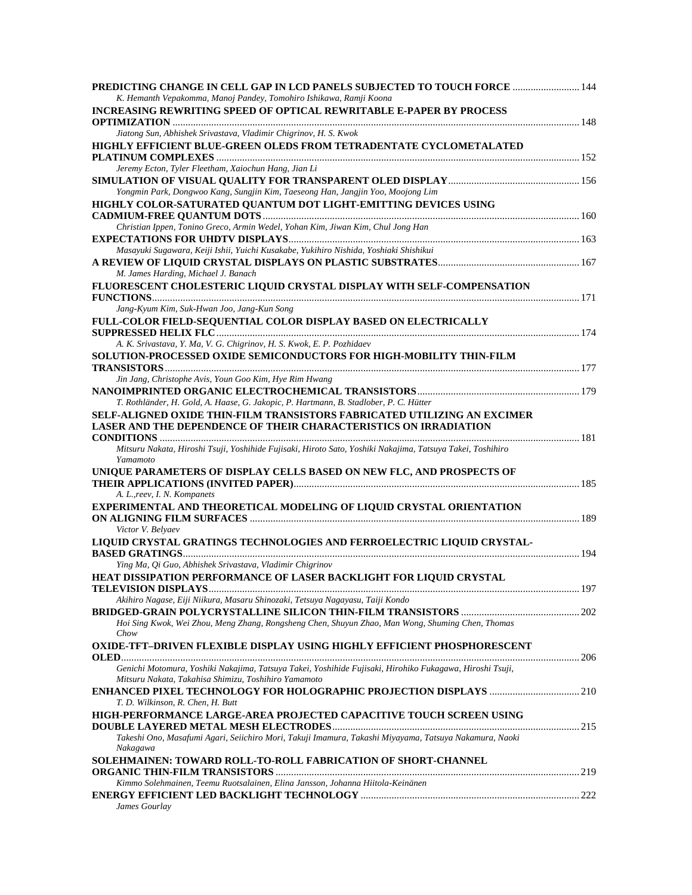**PREDICTING CHANGE IN CELL GAP IN LCD PANELS SUBJECTED TO TOUCH FORCE** ........................ 144
*K. Hemanth Vepakomma, Manoj Pandey, Tomohiro Ishikawa, Ramji Koona*

**INCREASING REWRITING SPEED OF OPTICAL REWRITABLE E-PAPER BY PROCESS OPTIMIZATION** ........................ 148
*Jiatong Sun, Abhishek Srivastava, Vladimir Chigrinov, H. S. Kwok*

**HIGHLY EFFICIENT BLUE-GREEN OLEDS FROM TETRADENTATE CYCLOMETALATED PLATINUM COMPLEXES** ........................ 152
*Jeremy Ecton, Tyler Fleetham, Xaiochun Hang, Jian Li*

**SIMULATION OF VISUAL QUALITY FOR TRANSPARENT OLED DISPLAY** ........................ 156
*Yongmin Park, Dongwoo Kang, Sungjin Kim, Taeseong Han, Jangjin Yoo, Moojong Lim*

**HIGHLY COLOR-SATURATED QUANTUM DOT LIGHT-EMITTING DEVICES USING CADMIUM-FREE QUANTUM DOTS** ........................ 160
*Christian Ippen, Tonino Greco, Armin Wedel, Yohan Kim, Jiwan Kim, Chul Jong Han*

**EXPECTATIONS FOR UHDTV DISPLAYS** ........................ 163
*Masayuki Sugawara, Keiji Ishii, Yuichi Kusakabe, Yukihiro Nishida, Yoshiaki Shishikui*

**A REVIEW OF LIQUID CRYSTAL DISPLAYS ON PLASTIC SUBSTRATES** ........................ 167
*M. James Harding, Michael J. Banach*

**FLUORESCENT CHOLESTERIC LIQUID CRYSTAL DISPLAY WITH SELF-COMPENSATION FUNCTIONS** ........................ 171
*Jang-Kyum Kim, Suk-Hwan Joo, Jang-Kun Song*

**FULL-COLOR FIELD-SEQUENTIAL COLOR DISPLAY BASED ON ELECTRICALLY SUPPRESSED HELIX FLC** ........................ 174
*A. K. Srivastava, Y. Ma, V. G. Chigrinov, H. S. Kwok, E. P. Pozhidaev*

**SOLUTION-PROCESSED OXIDE SEMICONDUCTORS FOR HIGH-MOBILITY THIN-FILM TRANSISTORS** ........................ 177
*Jin Jang, Christophe Avis, Youn Goo Kim, Hye Rim Hwang*

**NANOIMPRINTED ORGANIC ELECTROCHEMICAL TRANSISTORS** ........................ 179
*T. Rothländer, H. Gold, A. Haase, G. Jakopic, P. Hartmann, B. Stadlober, P. C. Hütter*

**SELF-ALIGNED OXIDE THIN-FILM TRANSISTORS FABRICATED UTILIZING AN EXCIMER LASER AND THE DEPENDENCE OF THEIR CHARACTERISTICS ON IRRADIATION CONDITIONS** ........................ 181
*Mitsuru Nakata, Hiroshi Tsuji, Yoshihide Fujisaki, Hiroto Sato, Yoshiki Nakajima, Tatsuya Takei, Toshihiro Yamamoto*

**UNIQUE PARAMETERS OF DISPLAY CELLS BASED ON NEW FLC, AND PROSPECTS OF THEIR APPLICATIONS (INVITED PAPER)** ........................ 185
*A. L.,reev, I. N. Kompanets*

**EXPERIMENTAL AND THEORETICAL MODELING OF LIQUID CRYSTAL ORIENTATION ON ALIGNING FILM SURFACES** ........................ 189
*Victor V. Belyaev*

**LIQUID CRYSTAL GRATINGS TECHNOLOGIES AND FERROELECTRIC LIQUID CRYSTAL-BASED GRATINGS** ........................ 194
*Ying Ma, Qi Guo, Abhishek Srivastava, Vladimir Chigrinov*

**HEAT DISSIPATION PERFORMANCE OF LASER BACKLIGHT FOR LIQUID CRYSTAL TELEVISION DISPLAYS** ........................ 197
*Akihiro Nagase, Eiji Niikura, Masaru Shinozaki, Tetsuya Nagayasu, Taiji Kondo*

**BRIDGED-GRAIN POLYCRYSTALLINE SILICON THIN-FILM TRANSISTORS** ........................ 202
*Hoi Sing Kwok, Wei Zhou, Meng Zhang, Rongsheng Chen, Shuyun Zhao, Man Wong, Shuming Chen, Thomas Chow*

**OXIDE-TFT–DRIVEN FLEXIBLE DISPLAY USING HIGHLY EFFICIENT PHOSPHORESCENT OLED** ........................ 206
*Genichi Motomura, Yoshiki Nakajima, Tatsuya Takei, Yoshihide Fujisaki, Hirohiko Fukagawa, Hiroshi Tsuji, Mitsuru Nakata, Takahisa Shimizu, Toshihiro Yamamoto*

**ENHANCED PIXEL TECHNOLOGY FOR HOLOGRAPHIC PROJECTION DISPLAYS** ........................ 210
*T. D. Wilkinson, R. Chen, H. Butt*

**HIGH-PERFORMANCE LARGE-AREA PROJECTED CAPACITIVE TOUCH SCREEN USING DOUBLE LAYERED METAL MESH ELECTRODES** ........................ 215
*Takeshi Ono, Masafumi Agari, Seiichiro Mori, Takuji Imamura, Takashi Miyayama, Tatsuya Nakamura, Naoki Nakagawa*

**SOLEHMAINEN: TOWARD ROLL-TO-ROLL FABRICATION OF SHORT-CHANNEL ORGANIC THIN-FILM TRANSISTORS** ........................ 219
*Kimmo Solehmainen, Teemu Ruotsalainen, Elina Jansson, Johanna Hiitola-Keinänen*

**ENERGY EFFICIENT LED BACKLIGHT TECHNOLOGY** ........................ 222
*James Gourlay*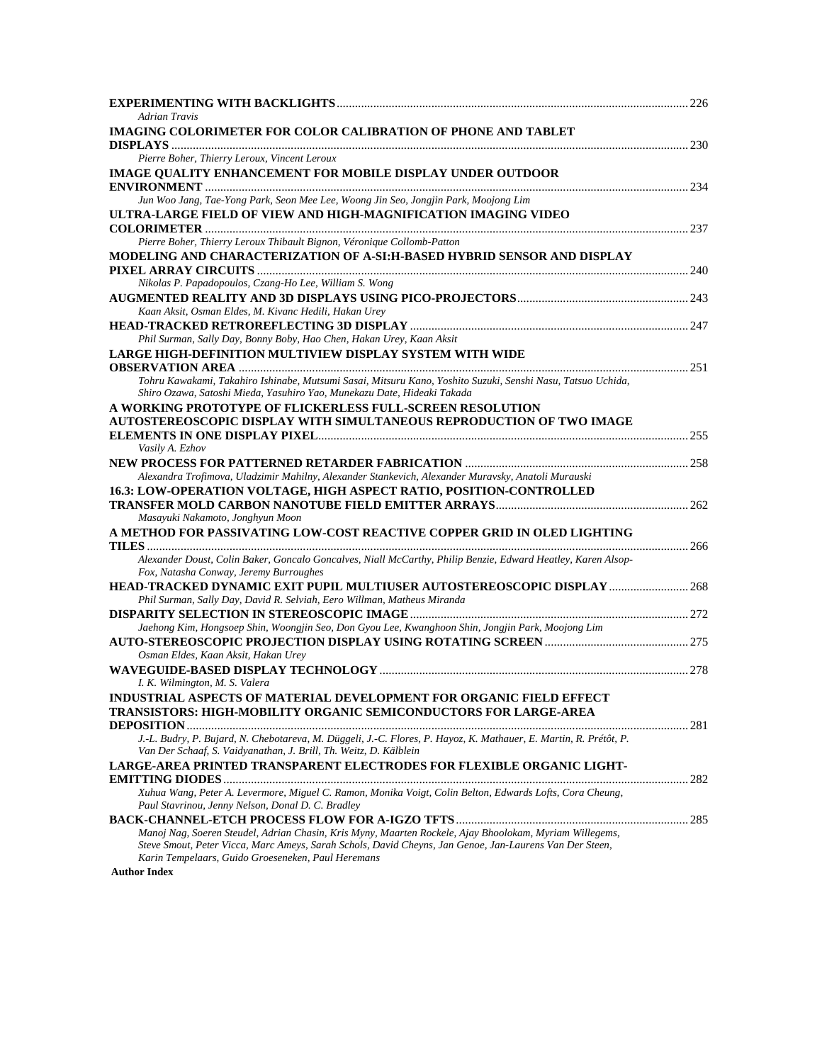**EXPERIMENTING WITH BACKLIGHTS** ........ 226
*Adrian Travis*

**IMAGING COLORIMETER FOR COLOR CALIBRATION OF PHONE AND TABLET DISPLAYS** ........ 230
*Pierre Boher, Thierry Leroux, Vincent Leroux*

**IMAGE QUALITY ENHANCEMENT FOR MOBILE DISPLAY UNDER OUTDOOR ENVIRONMENT** ........ 234
*Jun Woo Jang, Tae-Yong Park, Seon Mee Lee, Woong Jin Seo, Jongjin Park, Moojong Lim*

**ULTRA-LARGE FIELD OF VIEW AND HIGH-MAGNIFICATION IMAGING VIDEO COLORIMETER** ........ 237
*Pierre Boher, Thierry Leroux Thibault Bignon, Véronique Collomb-Patton*

**MODELING AND CHARACTERIZATION OF A-SI:H-BASED HYBRID SENSOR AND DISPLAY PIXEL ARRAY CIRCUITS** ........ 240
*Nikolas P. Papadopoulos, Czang-Ho Lee, William S. Wong*

**AUGMENTED REALITY AND 3D DISPLAYS USING PICO-PROJECTORS** ........ 243
*Kaan Aksit, Osman Eldes, M. Kivanc Hedili, Hakan Urey*

**HEAD-TRACKED RETROREFLECTING 3D DISPLAY** ........ 247
*Phil Surman, Sally Day, Bonny Boby, Hao Chen, Hakan Urey, Kaan Aksit*

**LARGE HIGH-DEFINITION MULTIVIEW DISPLAY SYSTEM WITH WIDE OBSERVATION AREA** ........ 251
*Tohru Kawakami, Takahiro Ishinabe, Mutsumi Sasai, Mitsuru Kano, Yoshito Suzuki, Senshi Nasu, Tatsuo Uchida, Shiro Ozawa, Satoshi Mieda, Yasuhiro Yao, Munekazu Date, Hideaki Takada*

**A WORKING PROTOTYPE OF FLICKERLESS FULL-SCREEN RESOLUTION AUTOSTEREOSCOPIC DISPLAY WITH SIMULTANEOUS REPRODUCTION OF TWO IMAGE ELEMENTS IN ONE DISPLAY PIXEL** ........ 255
*Vasily A. Ezhov*

**NEW PROCESS FOR PATTERNED RETARDER FABRICATION** ........ 258
*Alexandra Trofimova, Uladzimir Mahilny, Alexander Stankevich, Alexander Muravsky, Anatoli Murauski*

**16.3: LOW-OPERATION VOLTAGE, HIGH ASPECT RATIO, POSITION-CONTROLLED TRANSFER MOLD CARBON NANOTUBE FIELD EMITTER ARRAYS** ........ 262
*Masayuki Nakamoto, Jonghyun Moon*

**A METHOD FOR PASSIVATING LOW-COST REACTIVE COPPER GRID IN OLED LIGHTING TILES** ........ 266
*Alexander Doust, Colin Baker, Goncalo Goncalves, Niall McCarthy, Philip Benzie, Edward Heatley, Karen Alsop-Fox, Natasha Conway, Jeremy Burroughes*

**HEAD-TRACKED DYNAMIC EXIT PUPIL MULTIUSER AUTOSTEREOSCOPIC DISPLAY** ........ 268
*Phil Surman, Sally Day, David R. Selviah, Eero Willman, Matheus Miranda*

**DISPARITY SELECTION IN STEREOSCOPIC IMAGE** ........ 272
*Jaehong Kim, Hongsoep Shin, Woongjin Seo, Don Gyou Lee, Kwanghoon Shin, Jongjin Park, Moojong Lim*

**AUTO-STEREOSCOPIC PROJECTION DISPLAY USING ROTATING SCREEN** ........ 275
*Osman Eldes, Kaan Aksit, Hakan Urey*

**WAVEGUIDE-BASED DISPLAY TECHNOLOGY** ........ 278
*I. K. Wilmington, M. S. Valera*

**INDUSTRIAL ASPECTS OF MATERIAL DEVELOPMENT FOR ORGANIC FIELD EFFECT TRANSISTORS: HIGH-MOBILITY ORGANIC SEMICONDUCTORS FOR LARGE-AREA DEPOSITION** ........ 281
*J.-L. Budry, P. Bujard, N. Chebotareva, M. Düggeli, J.-C. Flores, P. Hayoz, K. Mathauer, E. Martin, R. Prétôt, P. Van Der Schaaf, S. Vaidyanathan, J. Brill, Th. Weitz, D. Kälblein*

**LARGE-AREA PRINTED TRANSPARENT ELECTRODES FOR FLEXIBLE ORGANIC LIGHT-EMITTING DIODES** ........ 282
*Xuhua Wang, Peter A. Levermore, Miguel C. Ramon, Monika Voigt, Colin Belton, Edwards Lofts, Cora Cheung, Paul Stavrinou, Jenny Nelson, Donal D. C. Bradley*

**BACK-CHANNEL-ETCH PROCESS FLOW FOR A-IGZO TFTS** ........ 285
*Manoj Nag, Soeren Steudel, Adrian Chasin, Kris Myny, Maarten Rockele, Ajay Bhoolokam, Myriam Willegems, Steve Smout, Peter Vicca, Marc Ameys, Sarah Schols, David Cheyns, Jan Genoe, Jan-Laurens Van Der Steen, Karin Tempelaars, Guido Groeseneken, Paul Heremans*

**Author Index**